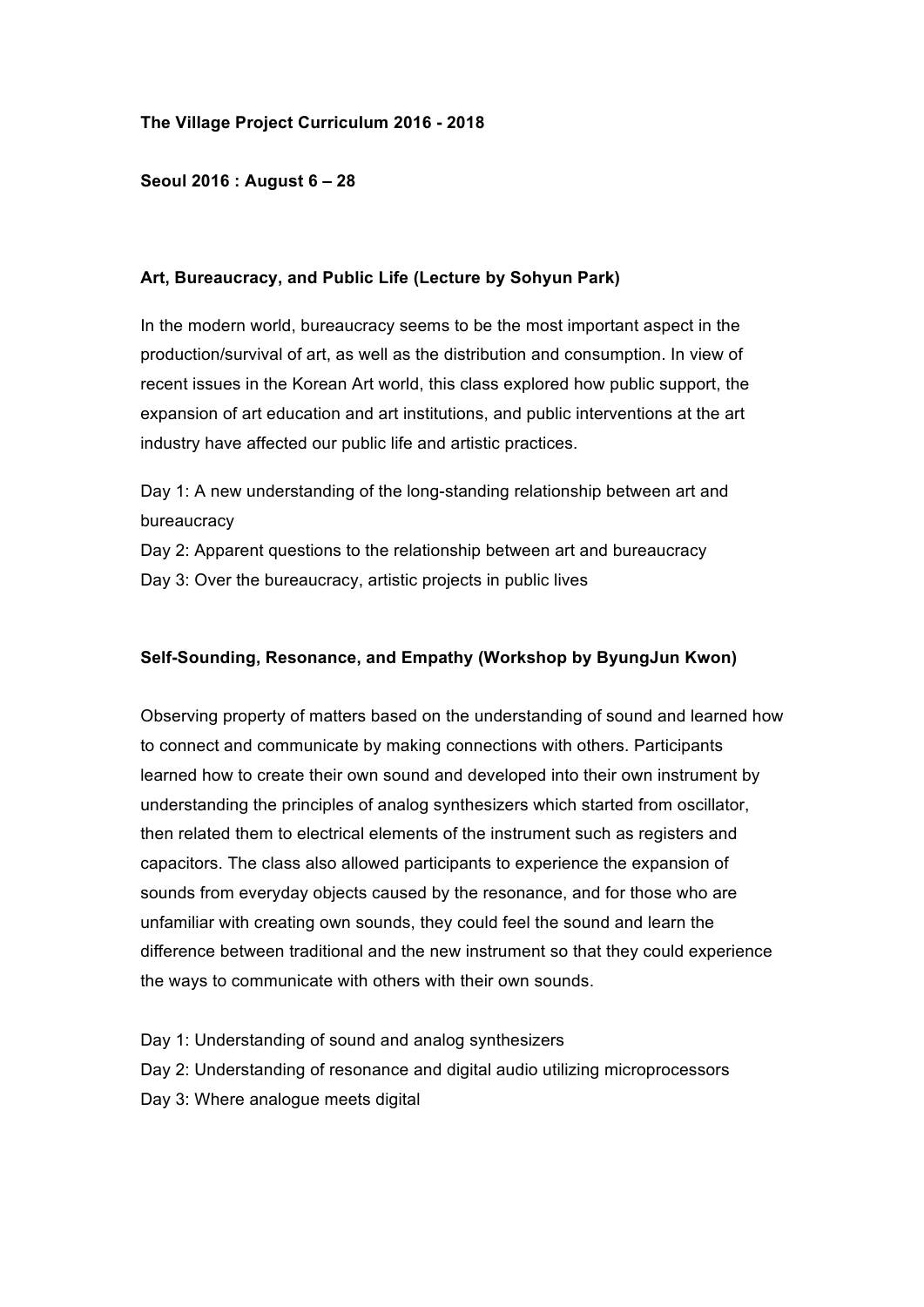# The Village Project Curriculum 2016 - 2018

## Seoul 2016 : August 6 – 28

### Art, Bureaucracy, and Public Life (Lecture by Sohyun Park)

In the modern world, bureaucracy seems to be the most important aspect in the production/survival of art, as well as the distribution and consumption. In view of recent issues in the Korean Art world, this class explored how public support, the expansion of art education and art institutions, and public interventions at the art industry have affected our public life and artistic practices.

Day 1: A new understanding of the long-standing relationship between art and bureaucracy
Day 2: Apparent questions to the relationship between art and bureaucracy
Day 3: Over the bureaucracy, artistic projects in public lives

### Self-Sounding, Resonance, and Empathy (Workshop by ByungJun Kwon)

Observing property of matters based on the understanding of sound and learned how to connect and communicate by making connections with others. Participants learned how to create their own sound and developed into their own instrument by understanding the principles of analog synthesizers which started from oscillator, then related them to electrical elements of the instrument such as registers and capacitors. The class also allowed participants to experience the expansion of sounds from everyday objects caused by the resonance, and for those who are unfamiliar with creating own sounds, they could feel the sound and learn the difference between traditional and the new instrument so that they could experience the ways to communicate with others with their own sounds.

Day 1: Understanding of sound and analog synthesizers
Day 2: Understanding of resonance and digital audio utilizing microprocessors
Day 3: Where analogue meets digital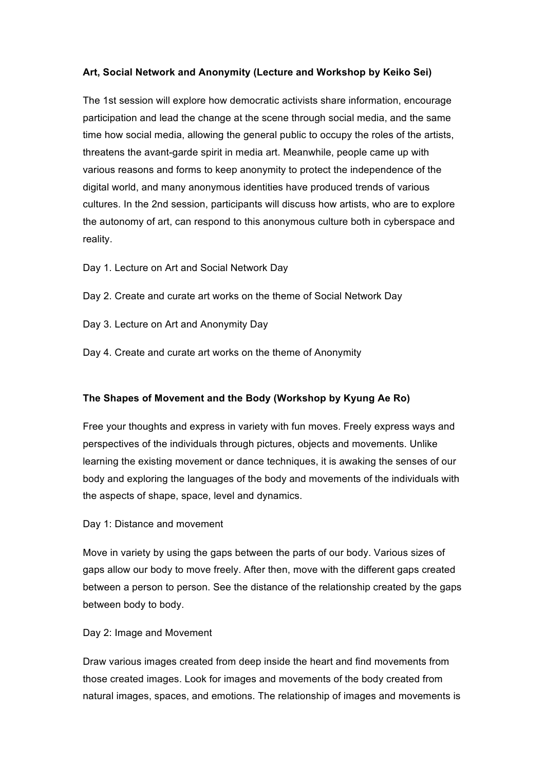**Art, Social Network and Anonymity (Lecture and Workshop by Keiko Sei)**

The 1st session will explore how democratic activists share information, encourage participation and lead the change at the scene through social media, and the same time how social media, allowing the general public to occupy the roles of the artists, threatens the avant-garde spirit in media art. Meanwhile, people came up with various reasons and forms to keep anonymity to protect the independence of the digital world, and many anonymous identities have produced trends of various cultures. In the 2nd session, participants will discuss how artists, who are to explore the autonomy of art, can respond to this anonymous culture both in cyberspace and reality.

Day 1. Lecture on Art and Social Network Day

Day 2. Create and curate art works on the theme of Social Network Day

Day 3. Lecture on Art and Anonymity Day

Day 4. Create and curate art works on the theme of Anonymity

**The Shapes of Movement and the Body (Workshop by Kyung Ae Ro)**

Free your thoughts and express in variety with fun moves. Freely express ways and perspectives of the individuals through pictures, objects and movements. Unlike learning the existing movement or dance techniques, it is awaking the senses of our body and exploring the languages of the body and movements of the individuals with the aspects of shape, space, level and dynamics.

Day 1: Distance and movement

Move in variety by using the gaps between the parts of our body. Various sizes of gaps allow our body to move freely. After then, move with the different gaps created between a person to person. See the distance of the relationship created by the gaps between body to body.

Day 2: Image and Movement

Draw various images created from deep inside the heart and find movements from those created images. Look for images and movements of the body created from natural images, spaces, and emotions. The relationship of images and movements is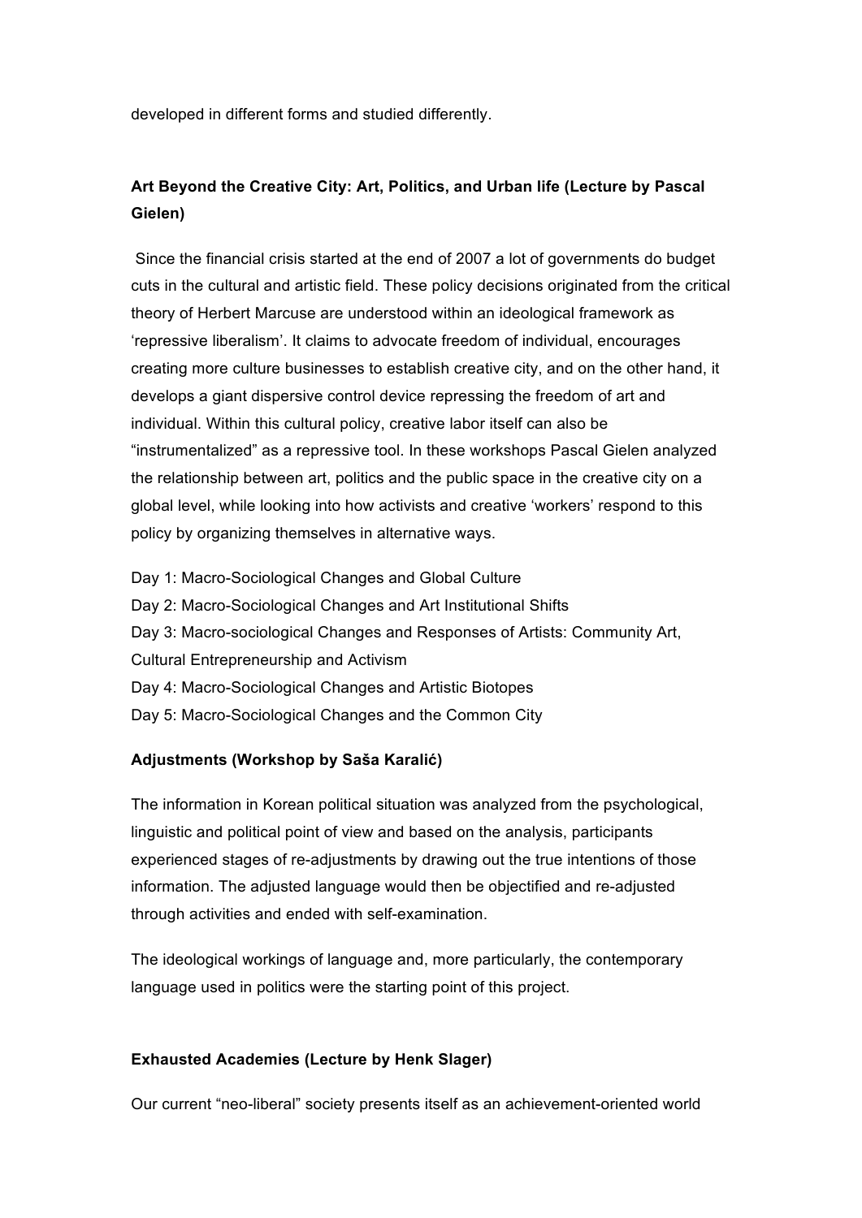developed in different forms and studied differently.

**Art Beyond the Creative City: Art, Politics, and Urban life (Lecture by Pascal Gielen)**

Since the financial crisis started at the end of 2007 a lot of governments do budget cuts in the cultural and artistic field. These policy decisions originated from the critical theory of Herbert Marcuse are understood within an ideological framework as 'repressive liberalism'. It claims to advocate freedom of individual, encourages creating more culture businesses to establish creative city, and on the other hand, it develops a giant dispersive control device repressing the freedom of art and individual. Within this cultural policy, creative labor itself can also be "instrumentalized" as a repressive tool. In these workshops Pascal Gielen analyzed the relationship between art, politics and the public space in the creative city on a global level, while looking into how activists and creative 'workers' respond to this policy by organizing themselves in alternative ways.

Day 1: Macro-Sociological Changes and Global Culture
Day 2: Macro-Sociological Changes and Art Institutional Shifts
Day 3: Macro-sociological Changes and Responses of Artists: Community Art, Cultural Entrepreneurship and Activism
Day 4: Macro-Sociological Changes and Artistic Biotopes
Day 5: Macro-Sociological Changes and the Common City

**Adjustments (Workshop by Saša Karalić)**

The information in Korean political situation was analyzed from the psychological, linguistic and political point of view and based on the analysis, participants experienced stages of re-adjustments by drawing out the true intentions of those information. The adjusted language would then be objectified and re-adjusted through activities and ended with self-examination.

The ideological workings of language and, more particularly, the contemporary language used in politics were the starting point of this project.

**Exhausted Academies (Lecture by Henk Slager)**

Our current "neo-liberal" society presents itself as an achievement-oriented world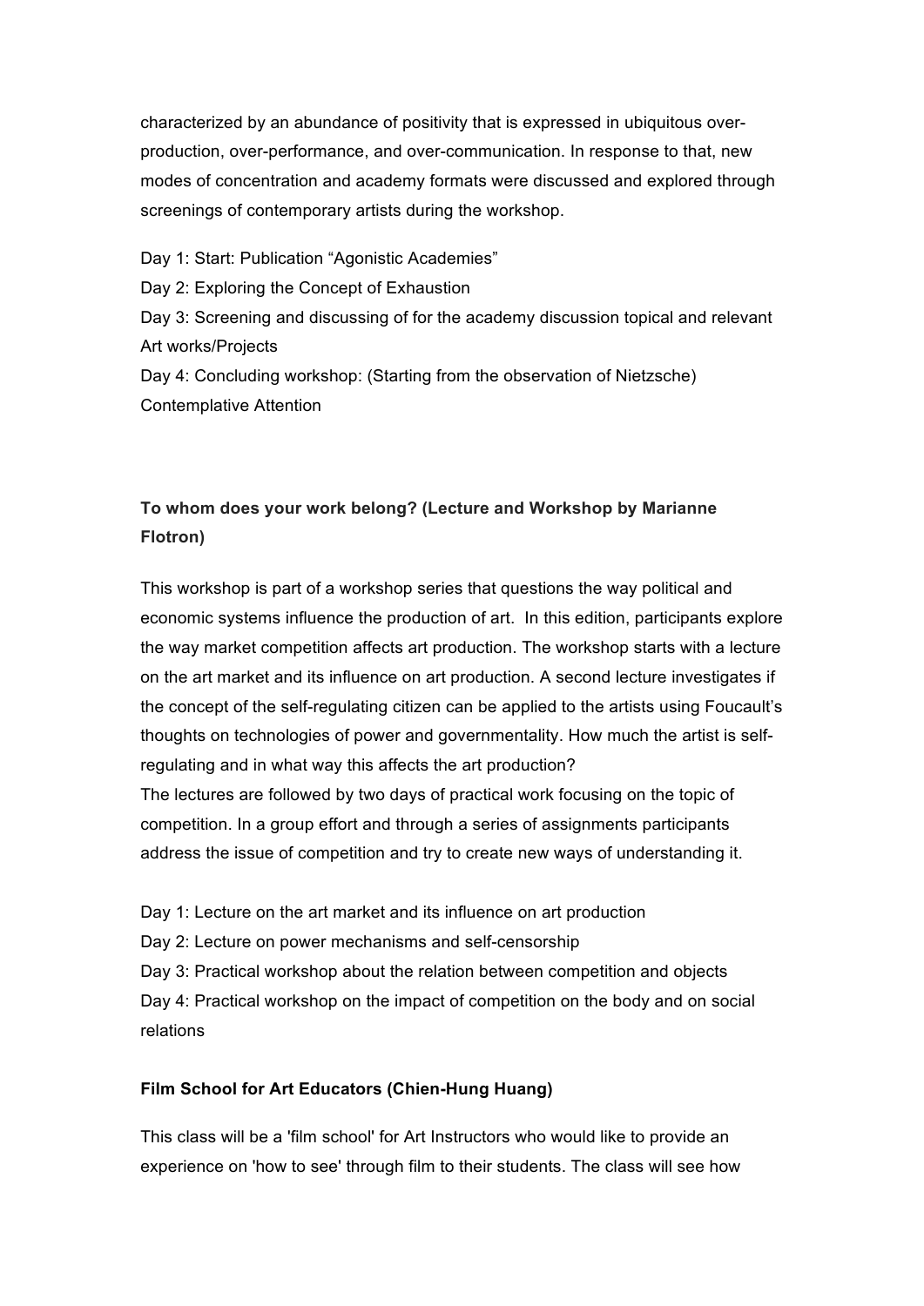characterized by an abundance of positivity that is expressed in ubiquitous over-production, over-performance, and over-communication. In response to that, new modes of concentration and academy formats were discussed and explored through screenings of contemporary artists during the workshop.

Day 1: Start: Publication “Agonistic Academies”  
Day 2: Exploring the Concept of Exhaustion  
Day 3: Screening and discussing of for the academy discussion topical and relevant Art works/Projects  
Day 4: Concluding workshop: (Starting from the observation of Nietzsche) Contemplative Attention

**To whom does your work belong? (Lecture and Workshop by Marianne Flotron)**

This workshop is part of a workshop series that questions the way political and economic systems influence the production of art. In this edition, participants explore the way market competition affects art production. The workshop starts with a lecture on the art market and its influence on art production. A second lecture investigates if the concept of the self-regulating citizen can be applied to the artists using Foucault’s thoughts on technologies of power and governmentality. How much the artist is self-regulating and in what way this affects the art production?  
The lectures are followed by two days of practical work focusing on the topic of competition. In a group effort and through a series of assignments participants address the issue of competition and try to create new ways of understanding it.

Day 1: Lecture on the art market and its influence on art production  
Day 2: Lecture on power mechanisms and self-censorship  
Day 3: Practical workshop about the relation between competition and objects  
Day 4: Practical workshop on the impact of competition on the body and on social relations

**Film School for Art Educators (Chien-Hung Huang)**

This class will be a 'film school' for Art Instructors who would like to provide an experience on 'how to see' through film to their students. The class will see how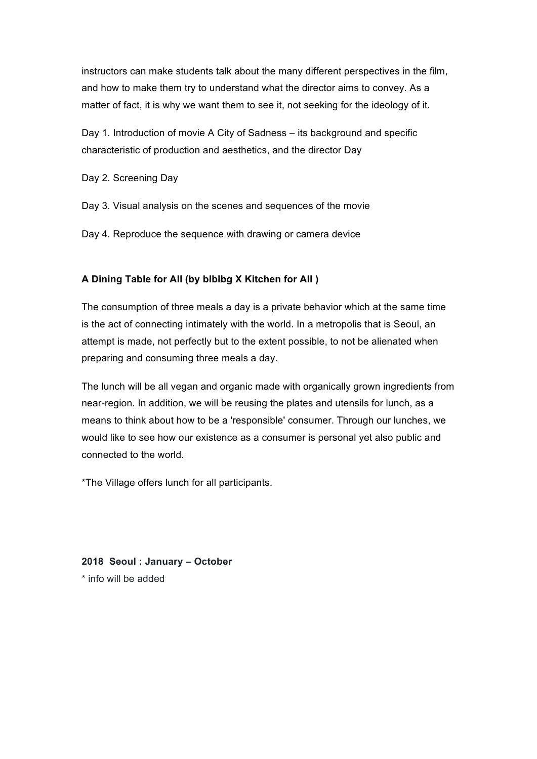instructors can make students talk about the many different perspectives in the film, and how to make them try to understand what the director aims to convey. As a matter of fact, it is why we want them to see it, not seeking for the ideology of it.

Day 1. Introduction of movie A City of Sadness – its background and specific characteristic of production and aesthetics, and the director Day

Day 2. Screening Day

Day 3. Visual analysis on the scenes and sequences of the movie

Day 4. Reproduce the sequence with drawing or camera device

**A Dining Table for All (by blblbg X Kitchen for All )**

The consumption of three meals a day is a private behavior which at the same time is the act of connecting intimately with the world. In a metropolis that is Seoul, an attempt is made, not perfectly but to the extent possible, to not be alienated when preparing and consuming three meals a day.

The lunch will be all vegan and organic made with organically grown ingredients from near-region. In addition, we will be reusing the plates and utensils for lunch, as a means to think about how to be a 'responsible' consumer. Through our lunches, we would like to see how our existence as a consumer is personal yet also public and connected to the world.

*The Village offers lunch for all participants.

**2018 Seoul : January – October**

* info will be added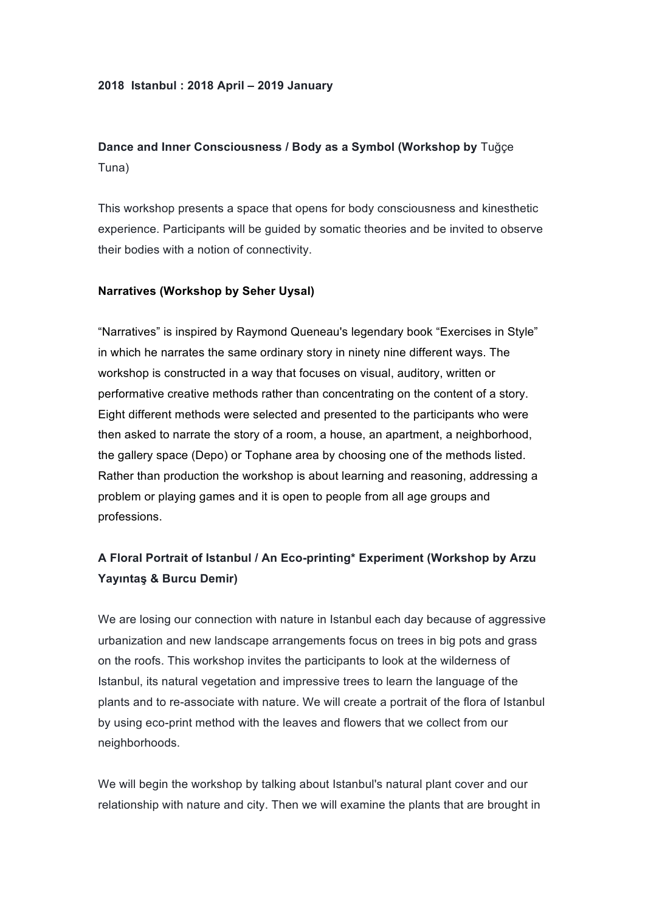**2018 Istanbul : 2018 April – 2019 January**

**Dance and Inner Consciousness / Body as a Symbol (Workshop by** Tuğçe Tuna)

This workshop presents a space that opens for body consciousness and kinesthetic experience. Participants will be guided by somatic theories and be invited to observe their bodies with a notion of connectivity.

**Narratives (Workshop by Seher Uysal)**

"Narratives" is inspired by Raymond Queneau's legendary book "Exercises in Style" in which he narrates the same ordinary story in ninety nine different ways. The workshop is constructed in a way that focuses on visual, auditory, written or performative creative methods rather than concentrating on the content of a story. Eight different methods were selected and presented to the participants who were then asked to narrate the story of a room, a house, an apartment, a neighborhood, the gallery space (Depo) or Tophane area by choosing one of the methods listed. Rather than production the workshop is about learning and reasoning, addressing a problem or playing games and it is open to people from all age groups and professions.

**A Floral Portrait of Istanbul / An Eco-printing* Experiment (Workshop by Arzu Yayıntaş & Burcu Demir)**

We are losing our connection with nature in Istanbul each day because of aggressive urbanization and new landscape arrangements focus on trees in big pots and grass on the roofs. This workshop invites the participants to look at the wilderness of Istanbul, its natural vegetation and impressive trees to learn the language of the plants and to re-associate with nature. We will create a portrait of the flora of Istanbul by using eco-print method with the leaves and flowers that we collect from our neighborhoods.

We will begin the workshop by talking about Istanbul's natural plant cover and our relationship with nature and city. Then we will examine the plants that are brought in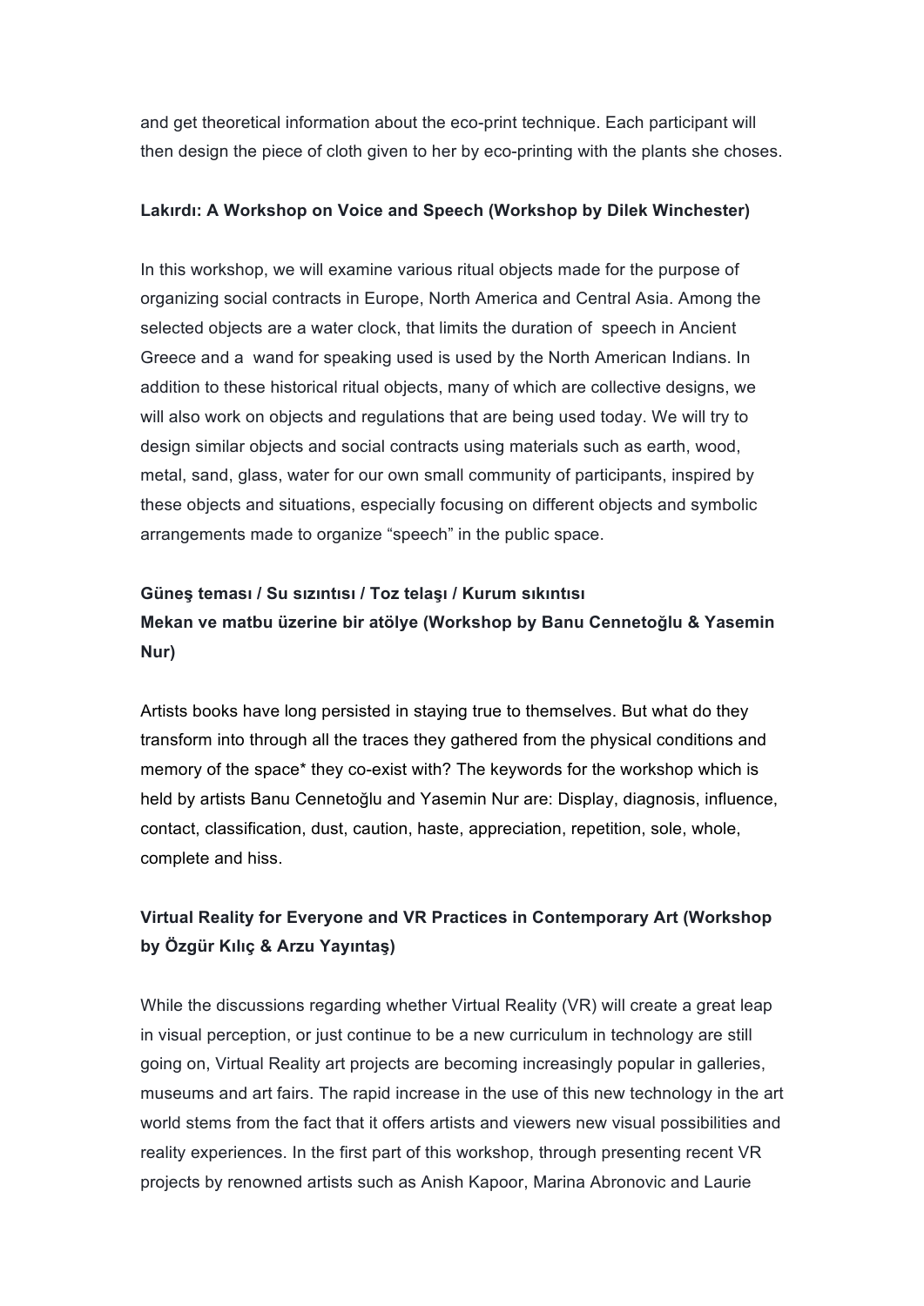and get theoretical information about the eco-print technique. Each participant will then design the piece of cloth given to her by eco-printing with the plants she choses.

**Lakırdı: A Workshop on Voice and Speech (Workshop by Dilek Winchester)**

In this workshop, we will examine various ritual objects made for the purpose of organizing social contracts in Europe, North America and Central Asia. Among the selected objects are a water clock, that limits the duration of  speech in Ancient Greece and a  wand for speaking used is used by the North American Indians. In addition to these historical ritual objects, many of which are collective designs, we will also work on objects and regulations that are being used today. We will try to design similar objects and social contracts using materials such as earth, wood, metal, sand, glass, water for our own small community of participants, inspired by these objects and situations, especially focusing on different objects and symbolic arrangements made to organize "speech" in the public space.

**Güneş teması / Su sızıntısı / Toz telaşı / Kurum sıkıntısı**
**Mekan ve matbu üzerine bir atölye (Workshop by Banu Cennetoğlu & Yasemin Nur)**

Artists books have long persisted in staying true to themselves. But what do they transform into through all the traces they gathered from the physical conditions and memory of the space* they co-exist with? The keywords for the workshop which is held by artists Banu Cennetoğlu and Yasemin Nur are: Display, diagnosis, influence, contact, classification, dust, caution, haste, appreciation, repetition, sole, whole, complete and hiss.

**Virtual Reality for Everyone and VR Practices in Contemporary Art (Workshop by Özgür Kılıç & Arzu Yayıntaş)**

While the discussions regarding whether Virtual Reality (VR) will create a great leap in visual perception, or just continue to be a new curriculum in technology are still going on, Virtual Reality art projects are becoming increasingly popular in galleries, museums and art fairs. The rapid increase in the use of this new technology in the art world stems from the fact that it offers artists and viewers new visual possibilities and reality experiences. In the first part of this workshop, through presenting recent VR projects by renowned artists such as Anish Kapoor, Marina Abronovic and Laurie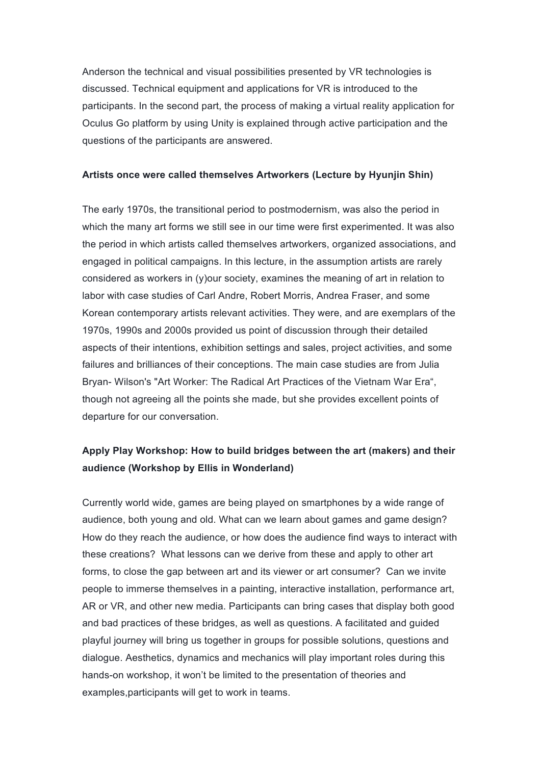Anderson the technical and visual possibilities presented by VR technologies is discussed. Technical equipment and applications for VR is introduced to the participants. In the second part, the process of making a virtual reality application for Oculus Go platform by using Unity is explained through active participation and the questions of the participants are answered.

**Artists once were called themselves Artworkers (Lecture by Hyunjin Shin)**

The early 1970s, the transitional period to postmodernism, was also the period in which the many art forms we still see in our time were first experimented. It was also the period in which artists called themselves artworkers, organized associations, and engaged in political campaigns. In this lecture, in the assumption artists are rarely considered as workers in (y)our society, examines the meaning of art in relation to labor with case studies of Carl Andre, Robert Morris, Andrea Fraser, and some Korean contemporary artists relevant activities. They were, and are exemplars of the 1970s, 1990s and 2000s provided us point of discussion through their detailed aspects of their intentions, exhibition settings and sales, project activities, and some failures and brilliances of their conceptions. The main case studies are from Julia Bryan- Wilson's "Art Worker: The Radical Art Practices of the Vietnam War Era“, though not agreeing all the points she made, but she provides excellent points of departure for our conversation.

**Apply Play Workshop: How to build bridges between the art (makers) and their audience (Workshop by Ellis in Wonderland)**

Currently world wide, games are being played on smartphones by a wide range of audience, both young and old. What can we learn about games and game design? How do they reach the audience, or how does the audience find ways to interact with these creations? What lessons can we derive from these and apply to other art forms, to close the gap between art and its viewer or art consumer? Can we invite people to immerse themselves in a painting, interactive installation, performance art, AR or VR, and other new media. Participants can bring cases that display both good and bad practices of these bridges, as well as questions. A facilitated and guided playful journey will bring us together in groups for possible solutions, questions and dialogue. Aesthetics, dynamics and mechanics will play important roles during this hands-on workshop, it won't be limited to the presentation of theories and examples,participants will get to work in teams.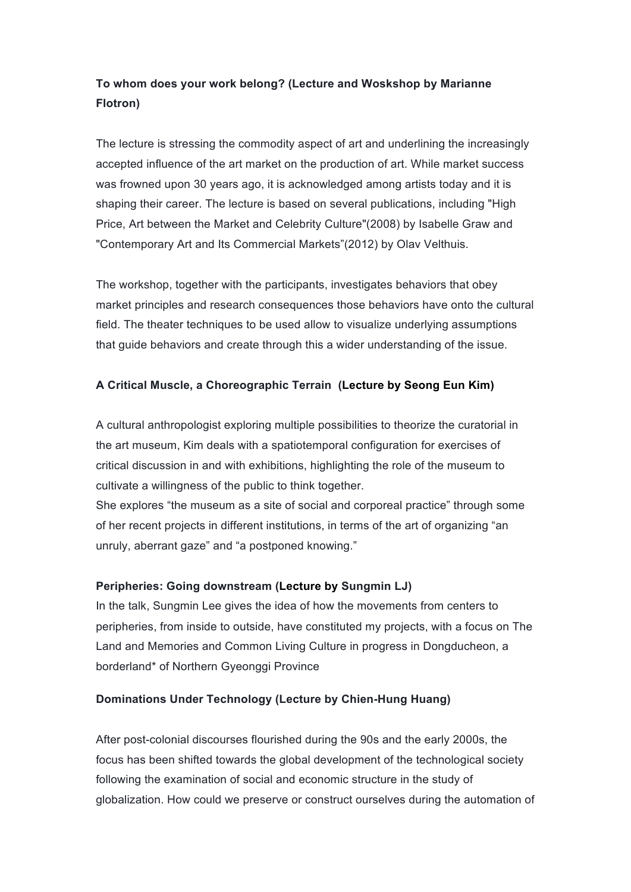**To whom does your work belong? (Lecture and Woskshop by Marianne Flotron)**

The lecture is stressing the commodity aspect of art and underlining the increasingly accepted influence of the art market on the production of art. While market success was frowned upon 30 years ago, it is acknowledged among artists today and it is shaping their career. The lecture is based on several publications, including "High Price, Art between the Market and Celebrity Culture"(2008) by Isabelle Graw and "Contemporary Art and Its Commercial Markets"(2012) by Olav Velthuis.

The workshop, together with the participants, investigates behaviors that obey market principles and research consequences those behaviors have onto the cultural field. The theater techniques to be used allow to visualize underlying assumptions that guide behaviors and create through this a wider understanding of the issue.

**A Critical Muscle, a Choreographic Terrain (Lecture by Seong Eun Kim)**

A cultural anthropologist exploring multiple possibilities to theorize the curatorial in the art museum, Kim deals with a spatiotemporal configuration for exercises of critical discussion in and with exhibitions, highlighting the role of the museum to cultivate a willingness of the public to think together.
She explores "the museum as a site of social and corporeal practice" through some of her recent projects in different institutions, in terms of the art of organizing "an unruly, aberrant gaze" and "a postponed knowing."

**Peripheries: Going downstream (Lecture by Sungmin LJ)**
In the talk, Sungmin Lee gives the idea of how the movements from centers to peripheries, from inside to outside, have constituted my projects, with a focus on The Land and Memories and Common Living Culture in progress in Dongducheon, a borderland* of Northern Gyeonggi Province

**Dominations Under Technology (Lecture by Chien-Hung Huang)**

After post-colonial discourses flourished during the 90s and the early 2000s, the focus has been shifted towards the global development of the technological society following the examination of social and economic structure in the study of globalization. How could we preserve or construct ourselves during the automation of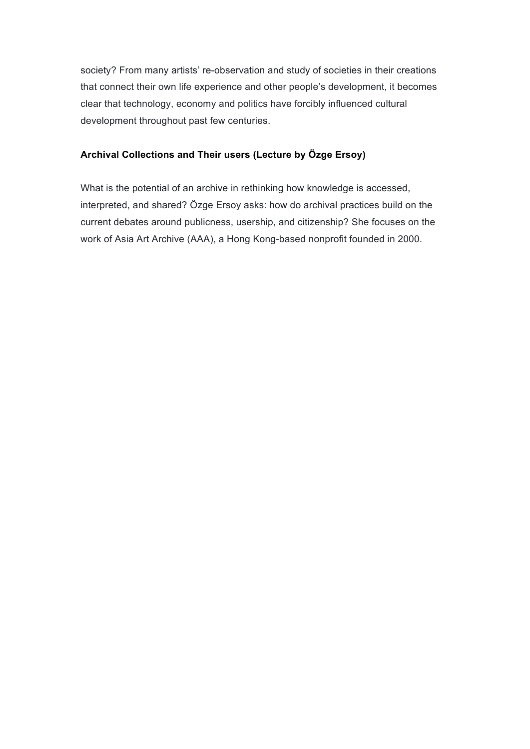society? From many artists' re-observation and study of societies in their creations that connect their own life experience and other people's development, it becomes clear that technology, economy and politics have forcibly influenced cultural development throughout past few centuries.

**Archival Collections and Their users (Lecture by Özge Ersoy)**

What is the potential of an archive in rethinking how knowledge is accessed, interpreted, and shared? Özge Ersoy asks: how do archival practices build on the current debates around publicness, usership, and citizenship? She focuses on the work of Asia Art Archive (AAA), a Hong Kong-based nonprofit founded in 2000.